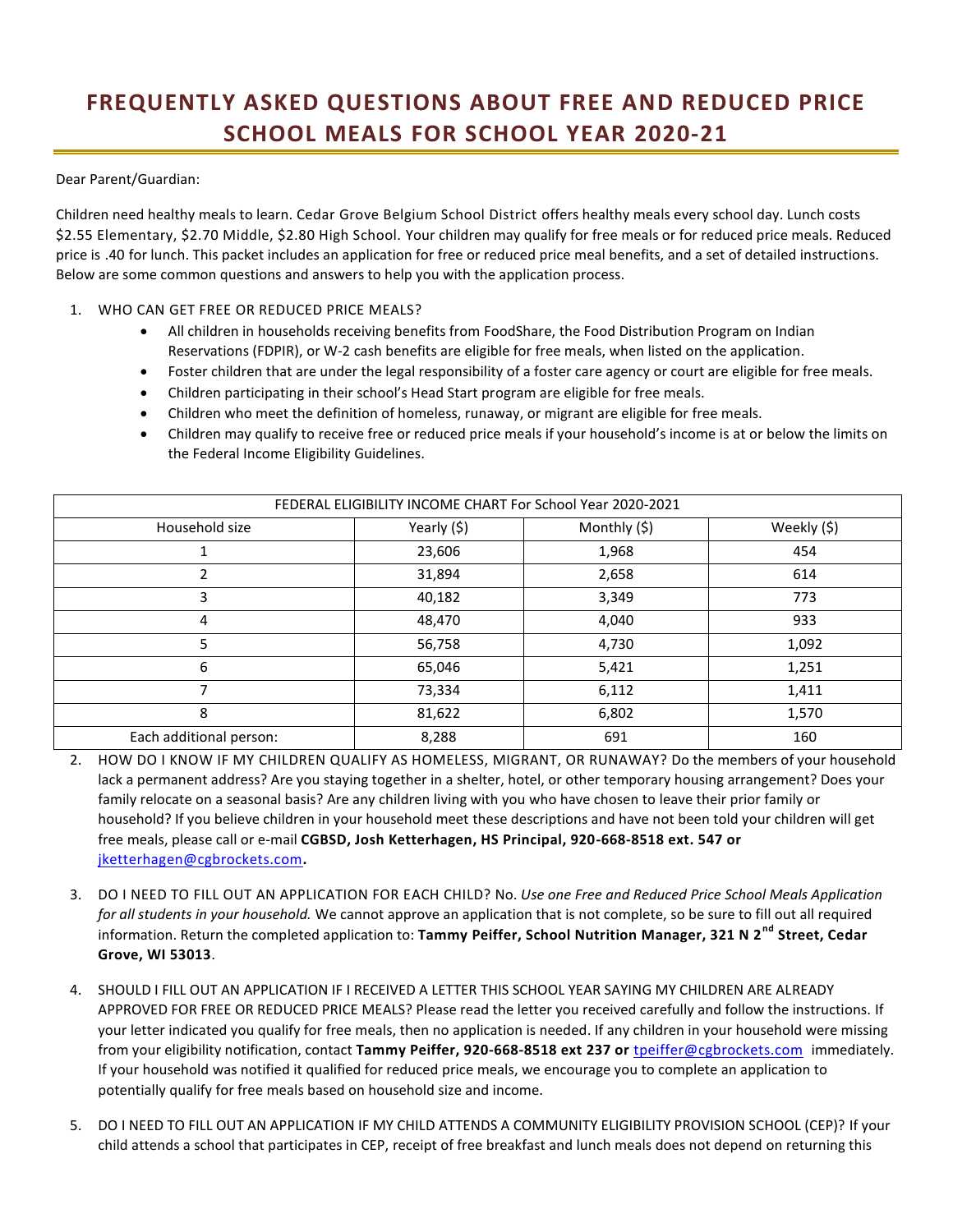# FREQUENTLY ASKED QUESTIONS ABOUT FREE AND REDUCED PRICE SCHOOL MEALS FOR SCHOOL YEAR 2020-21

Dear Parent/Guardian:

Children need healthy meals to learn. Cedar Grove Belgium School District offers healthy meals every school day. Lunch costs $2.55 Elementary, $2.70 Middle, $2.80 High School. Your children may qualify for free meals or for reduced price meals. Reduced price is .40 for lunch. This packet includes an application for free or reduced price meal benefits, and a set of detailed instructions. Below are some common questions and answers to help you with the application process.

1. WHO CAN GET FREE OR REDUCED PRICE MEALS?
   - All children in households receiving benefits from FoodShare, the Food Distribution Program on Indian Reservations (FDPIR), or W-2 cash benefits are eligible for free meals, when listed on the application.
   - Foster children that are under the legal responsibility of a foster care agency or court are eligible for free meals.
   - Children participating in their school's Head Start program are eligible for free meals.
   - Children who meet the definition of homeless, runaway, or migrant are eligible for free meals.
   - Children may qualify to receive free or reduced price meals if your household's income is at or below the limits on the Federal Income Eligibility Guidelines.

| FEDERAL ELIGIBILITY INCOME CHART For School Year 2020-2021 | | | |
|---|---|---|---|
| Household size | Yearly ($) | Monthly ($) | Weekly ($) |
| 1 | 23,606 | 1,968 | 454 |
| 2 | 31,894 | 2,658 | 614 |
| 3 | 40,182 | 3,349 | 773 |
| 4 | 48,470 | 4,040 | 933 |
| 5 | 56,758 | 4,730 | 1,092 |
| 6 | 65,046 | 5,421 | 1,251 |
| 7 | 73,334 | 6,112 | 1,411 |
| 8 | 81,622 | 6,802 | 1,570 |
| Each additional person: | 8,288 | 691 | 160 |

2. HOW DO I KNOW IF MY CHILDREN QUALIFY AS HOMELESS, MIGRANT, OR RUNAWAY? Do the members of your household lack a permanent address? Are you staying together in a shelter, hotel, or other temporary housing arrangement? Does your family relocate on a seasonal basis? Are any children living with you who have chosen to leave their prior family or household? If you believe children in your household meet these descriptions and have not been told your children will get free meals, please call or e-mail **CGBSD, Josh Ketterhagen, HS Principal, 920-668-8518 ext. 547 or** jketterhagen@cgbrockets.com**.**

3. DO I NEED TO FILL OUT AN APPLICATION FOR EACH CHILD? No. *Use one Free and Reduced Price School Meals Application for all students in your household.* We cannot approve an application that is not complete, so be sure to fill out all required information. Return the completed application to: **Tammy Peiffer, School Nutrition Manager, 321 N 2nd Street, Cedar Grove, WI 53013**.

4. SHOULD I FILL OUT AN APPLICATION IF I RECEIVED A LETTER THIS SCHOOL YEAR SAYING MY CHILDREN ARE ALREADY APPROVED FOR FREE OR REDUCED PRICE MEALS? Please read the letter you received carefully and follow the instructions. If your letter indicated you qualify for free meals, then no application is needed. If any children in your household were missing from your eligibility notification, contact **Tammy Peiffer, 920-668-8518 ext 237 or** tpeiffer@cgbrockets.com immediately. If your household was notified it qualified for reduced price meals, we encourage you to complete an application to potentially qualify for free meals based on household size and income.

5. DO I NEED TO FILL OUT AN APPLICATION IF MY CHILD ATTENDS A COMMUNITY ELIGIBILITY PROVISION SCHOOL (CEP)? If your child attends a school that participates in CEP, receipt of free breakfast and lunch meals does not depend on returning this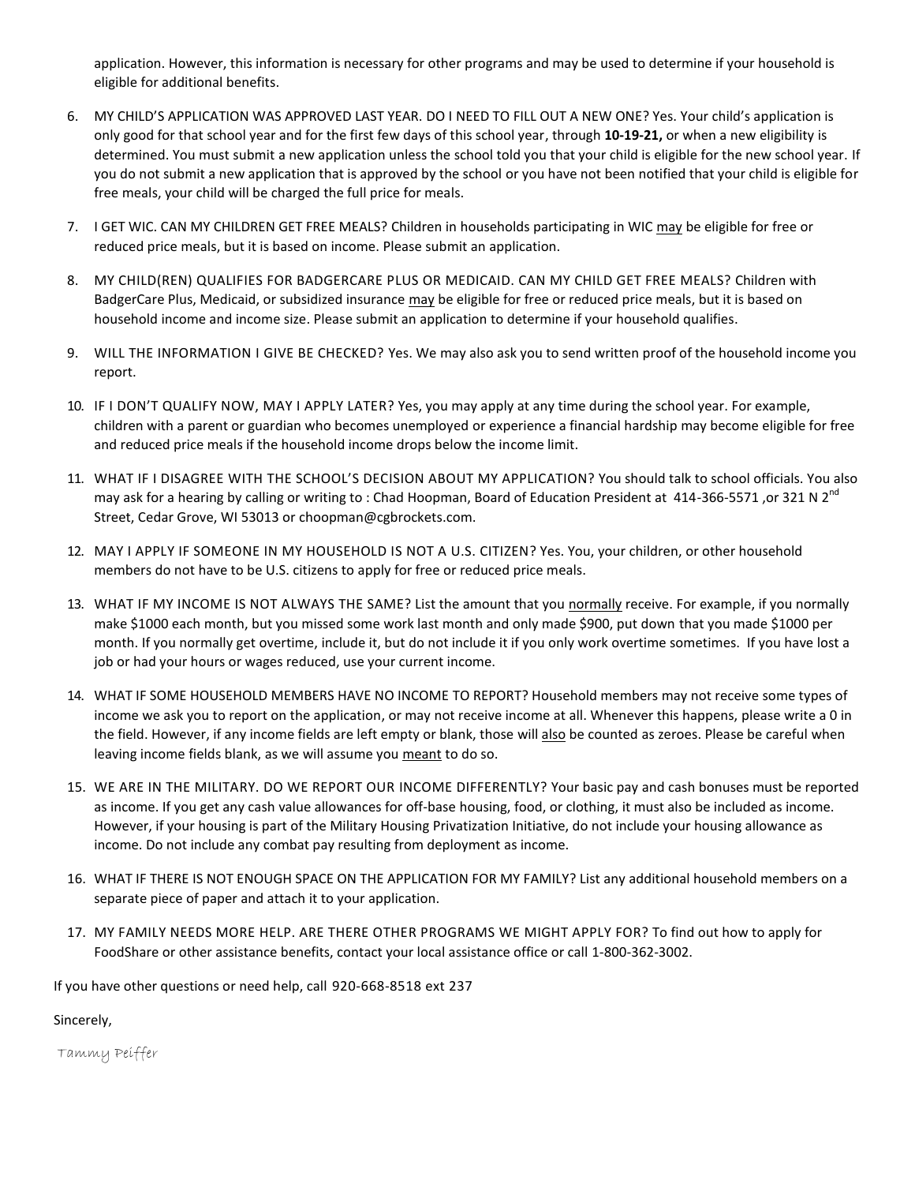application. However, this information is necessary for other programs and may be used to determine if your household is eligible for additional benefits.

6. MY CHILD'S APPLICATION WAS APPROVED LAST YEAR. DO I NEED TO FILL OUT A NEW ONE? Yes. Your child's application is only good for that school year and for the first few days of this school year, through **10-19-21,** or when a new eligibility is determined. You must submit a new application unless the school told you that your child is eligible for the new school year. If you do not submit a new application that is approved by the school or you have not been notified that your child is eligible for free meals, your child will be charged the full price for meals.
7. I GET WIC. CAN MY CHILDREN GET FREE MEALS? Children in households participating in WIC may be eligible for free or reduced price meals, but it is based on income. Please submit an application.
8. MY CHILD(REN) QUALIFIES FOR BADGERCARE PLUS OR MEDICAID. CAN MY CHILD GET FREE MEALS? Children with BadgerCare Plus, Medicaid, or subsidized insurance may be eligible for free or reduced price meals, but it is based on household income and income size. Please submit an application to determine if your household qualifies.
9. WILL THE INFORMATION I GIVE BE CHECKED? Yes. We may also ask you to send written proof of the household income you report.
10. IF I DON'T QUALIFY NOW, MAY I APPLY LATER? Yes, you may apply at any time during the school year. For example, children with a parent or guardian who becomes unemployed or experience a financial hardship may become eligible for free and reduced price meals if the household income drops below the income limit.
11. WHAT IF I DISAGREE WITH THE SCHOOL'S DECISION ABOUT MY APPLICATION? You should talk to school officials. You also may ask for a hearing by calling or writing to : Chad Hoopman, Board of Education President at 414-366-5571 ,or 321 N 2nd Street, Cedar Grove, WI 53013 or choopman@cgbrockets.com.
12. MAY I APPLY IF SOMEONE IN MY HOUSEHOLD IS NOT A U.S. CITIZEN? Yes. You, your children, or other household members do not have to be U.S. citizens to apply for free or reduced price meals.
13. WHAT IF MY INCOME IS NOT ALWAYS THE SAME? List the amount that you normally receive. For example, if you normally make $1000 each month, but you missed some work last month and only made $900, put down that you made $1000 per month. If you normally get overtime, include it, but do not include it if you only work overtime sometimes. If you have lost a job or had your hours or wages reduced, use your current income.
14. WHAT IF SOME HOUSEHOLD MEMBERS HAVE NO INCOME TO REPORT? Household members may not receive some types of income we ask you to report on the application, or may not receive income at all. Whenever this happens, please write a 0 in the field. However, if any income fields are left empty or blank, those will also be counted as zeroes. Please be careful when leaving income fields blank, as we will assume you meant to do so.
15. WE ARE IN THE MILITARY. DO WE REPORT OUR INCOME DIFFERENTLY? Your basic pay and cash bonuses must be reported as income. If you get any cash value allowances for off-base housing, food, or clothing, it must also be included as income. However, if your housing is part of the Military Housing Privatization Initiative, do not include your housing allowance as income. Do not include any combat pay resulting from deployment as income.
16. WHAT IF THERE IS NOT ENOUGH SPACE ON THE APPLICATION FOR MY FAMILY? List any additional household members on a separate piece of paper and attach it to your application.
17. MY FAMILY NEEDS MORE HELP. ARE THERE OTHER PROGRAMS WE MIGHT APPLY FOR? To find out how to apply for FoodShare or other assistance benefits, contact your local assistance office or call 1-800-362-3002.

If you have other questions or need help, call 920-668-8518 ext 237

Sincerely,

*Tammy Peiffer*